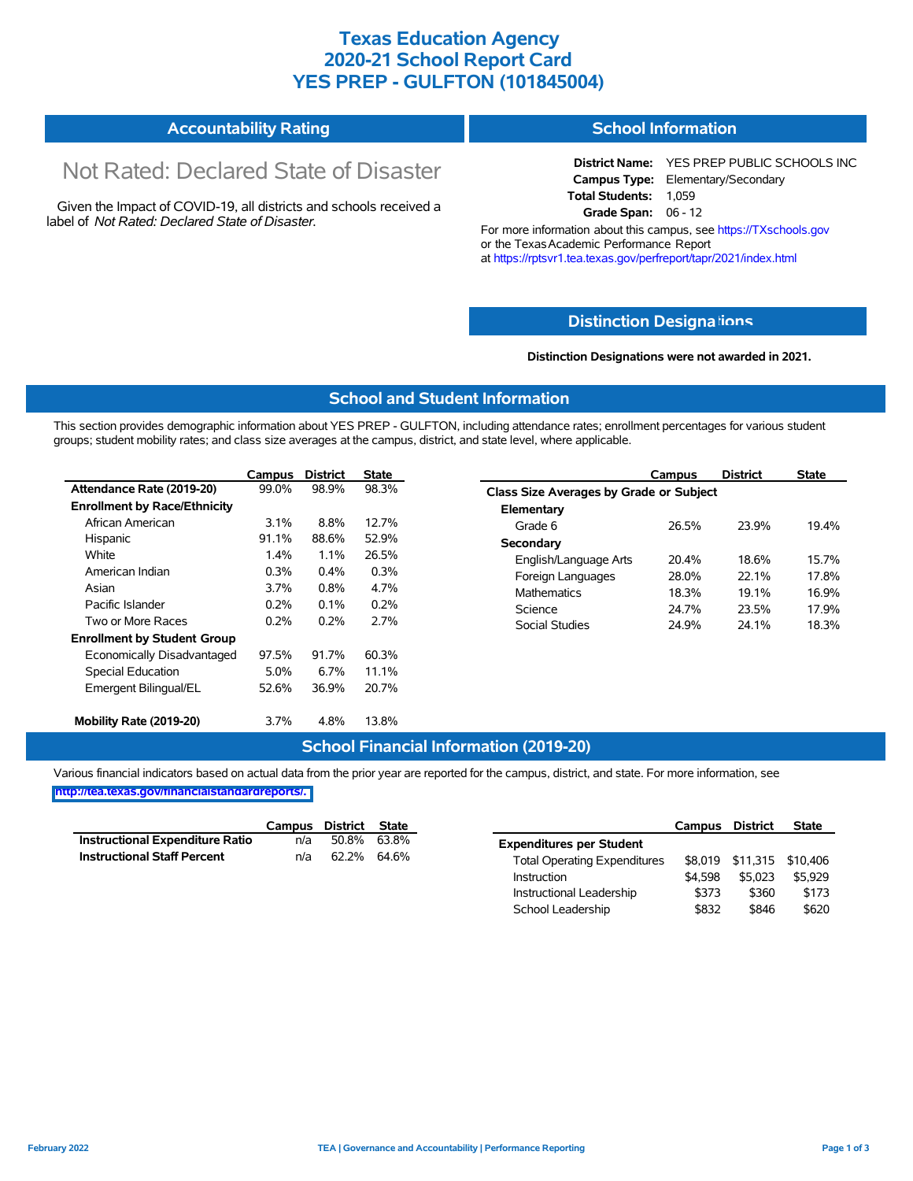# Texas Education Agency
# 2020-21 School Report Card
# YES PREP - GULFTON (101845004)

## Accountability Rating

Not Rated: Declared State of Disaster

Given the Impact of COVID-19, all districts and schools received a label of *Not Rated: Declared State of Disaster*.

## School Information

**District Name:** YES PREP PUBLIC SCHOOLS INC
**Campus Type:** Elementary/Secondary
**Total Students:** 1,059
**Grade Span:** 06 - 12

For more information about this campus, see https://TXschools.gov or the Texas Academic Performance Report at https://rptsvr1.tea.texas.gov/perfreport/tapr/2021/index.html

## Distinction Designations

**Distinction Designations were not awarded in 2021.**

## School and Student Information

This section provides demographic information about YES PREP - GULFTON, including attendance rates; enrollment percentages for various student groups; student mobility rates; and class size averages at the campus, district, and state level, where applicable.

| | Campus | District | State |
|---|---|---|---|
| **Attendance Rate (2019-20)** | 99.0% | 98.9% | 98.3% |
| **Enrollment by Race/Ethnicity** | | | |
| African American | 3.1% | 8.8% | 12.7% |
| Hispanic | 91.1% | 88.6% | 52.9% |
| White | 1.4% | 1.1% | 26.5% |
| American Indian | 0.3% | 0.4% | 0.3% |
| Asian | 3.7% | 0.8% | 4.7% |
| Pacific Islander | 0.2% | 0.1% | 0.2% |
| Two or More Races | 0.2% | 0.2% | 2.7% |
| **Enrollment by Student Group** | | | |
| Economically Disadvantaged | 97.5% | 91.7% | 60.3% |
| Special Education | 5.0% | 6.7% | 11.1% |
| Emergent Bilingual/EL | 52.6% | 36.9% | 20.7% |
| **Mobility Rate (2019-20)** | 3.7% | 4.8% | 13.8% |

| | Campus | District | State |
|---|---|---|---|
| **Class Size Averages by Grade or Subject** | | | |
| **Elementary** | | | |
| Grade 6 | 26.5% | 23.9% | 19.4% |
| **Secondary** | | | |
| English/Language Arts | 20.4% | 18.6% | 15.7% |
| Foreign Languages | 28.0% | 22.1% | 17.8% |
| Mathematics | 18.3% | 19.1% | 16.9% |
| Science | 24.7% | 23.5% | 17.9% |
| Social Studies | 24.9% | 24.1% | 18.3% |

## School Financial Information (2019-20)

Various financial indicators based on actual data from the prior year are reported for the campus, district, and state. For more information, see http://tea.texas.gov/financialstandardreports/.

| | Campus | District | State |
|---|---|---|---|
| **Instructional Expenditure Ratio** | n/a | 50.8% | 63.8% |
| **Instructional Staff Percent** | n/a | 62.2% | 64.6% |

| | Campus | District | State |
|---|---|---|---|
| **Expenditures per Student** | | | |
| Total Operating Expenditures | $8,019 | $11,315 | $10,406 |
| Instruction | $4,598 | $5,023 | $5,929 |
| Instructional Leadership | $373 | $360 | $173 |
| School Leadership | $832 | $846 | $620 |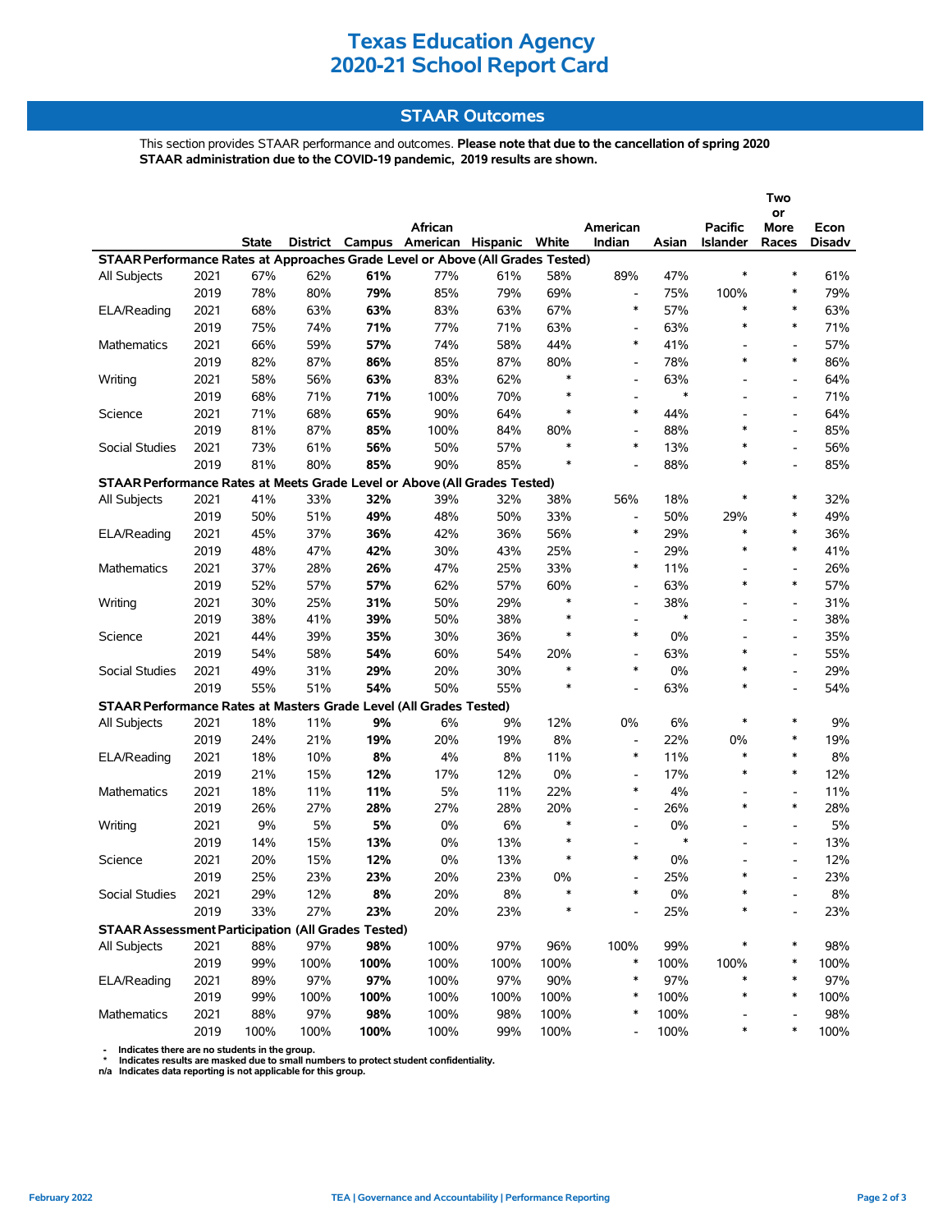# Texas Education Agency
# 2020-21 School Report Card

## STAAR Outcomes

This section provides STAAR performance and outcomes. **Please note that due to the cancellation of spring 2020 STAAR administration due to the COVID-19 pandemic, 2019 results are shown.**

| | | State | District | Campus | African American | Hispanic | White | American Indian | Asian | Pacific Islander | Two or More Races | Econ Disadv |
|---|---|---|---|---|---|---|---|---|---|---|---|---|
| **STAAR Performance Rates at Approaches Grade Level or Above (All Grades Tested)** | | | | | | | | | | | | |
| All Subjects | 2021 | 67% | 62% | **61%** | 77% | 61% | 58% | 89% | 47% | * | * | 61% |
| | 2019 | 78% | 80% | **79%** | 85% | 79% | 69% | - | 75% | 100% | * | 79% |
| ELA/Reading | 2021 | 68% | 63% | **63%** | 83% | 63% | 67% | * | 57% | * | * | 63% |
| | 2019 | 75% | 74% | **71%** | 77% | 71% | 63% | - | 63% | * | * | 71% |
| Mathematics | 2021 | 66% | 59% | **57%** | 74% | 58% | 44% | * | 41% | - | - | 57% |
| | 2019 | 82% | 87% | **86%** | 85% | 87% | 80% | - | 78% | * | * | 86% |
| Writing | 2021 | 58% | 56% | **63%** | 83% | 62% | * | - | 63% | - | - | 64% |
| | 2019 | 68% | 71% | **71%** | 100% | 70% | * | - | * | - | - | 71% |
| Science | 2021 | 71% | 68% | **65%** | 90% | 64% | * | * | 44% | - | - | 64% |
| | 2019 | 81% | 87% | **85%** | 100% | 84% | 80% | - | 88% | * | - | 85% |
| Social Studies | 2021 | 73% | 61% | **56%** | 50% | 57% | * | * | 13% | * | - | 56% |
| | 2019 | 81% | 80% | **85%** | 90% | 85% | * | - | 88% | * | - | 85% |
| **STAAR Performance Rates at Meets Grade Level or Above (All Grades Tested)** | | | | | | | | | | | | |
| All Subjects | 2021 | 41% | 33% | **32%** | 39% | 32% | 38% | 56% | 18% | * | * | 32% |
| | 2019 | 50% | 51% | **49%** | 48% | 50% | 33% | - | 50% | 29% | * | 49% |
| ELA/Reading | 2021 | 45% | 37% | **36%** | 42% | 36% | 56% | * | 29% | * | * | 36% |
| | 2019 | 48% | 47% | **42%** | 30% | 43% | 25% | - | 29% | * | * | 41% |
| Mathematics | 2021 | 37% | 28% | **26%** | 47% | 25% | 33% | * | 11% | - | - | 26% |
| | 2019 | 52% | 57% | **57%** | 62% | 57% | 60% | - | 63% | * | * | 57% |
| Writing | 2021 | 30% | 25% | **31%** | 50% | 29% | * | - | 38% | - | - | 31% |
| | 2019 | 38% | 41% | **39%** | 50% | 38% | * | - | * | - | - | 38% |
| Science | 2021 | 44% | 39% | **35%** | 30% | 36% | * | * | 0% | - | - | 35% |
| | 2019 | 54% | 58% | **54%** | 60% | 54% | 20% | - | 63% | * | - | 55% |
| Social Studies | 2021 | 49% | 31% | **29%** | 20% | 30% | * | * | 0% | * | - | 29% |
| | 2019 | 55% | 51% | **54%** | 50% | 55% | * | - | 63% | * | - | 54% |
| **STAAR Performance Rates at Masters Grade Level (All Grades Tested)** | | | | | | | | | | | | |
| All Subjects | 2021 | 18% | 11% | **9%** | 6% | 9% | 12% | 0% | 6% | * | * | 9% |
| | 2019 | 24% | 21% | **19%** | 20% | 19% | 8% | - | 22% | 0% | * | 19% |
| ELA/Reading | 2021 | 18% | 10% | **8%** | 4% | 8% | 11% | * | 11% | * | * | 8% |
| | 2019 | 21% | 15% | **12%** | 17% | 12% | 0% | - | 17% | * | * | 12% |
| Mathematics | 2021 | 18% | 11% | **11%** | 5% | 11% | 22% | * | 4% | - | - | 11% |
| | 2019 | 26% | 27% | **28%** | 27% | 28% | 20% | - | 26% | * | * | 28% |
| Writing | 2021 | 9% | 5% | **5%** | 0% | 6% | * | - | 0% | - | - | 5% |
| | 2019 | 14% | 15% | **13%** | 0% | 13% | * | - | * | - | - | 13% |
| Science | 2021 | 20% | 15% | **12%** | 0% | 13% | * | * | 0% | - | - | 12% |
| | 2019 | 25% | 23% | **23%** | 20% | 23% | 0% | - | 25% | * | - | 23% |
| Social Studies | 2021 | 29% | 12% | **8%** | 20% | 8% | * | * | 0% | * | - | 8% |
| | 2019 | 33% | 27% | **23%** | 20% | 23% | * | - | 25% | * | - | 23% |
| **STAAR Assessment Participation (All Grades Tested)** | | | | | | | | | | | | |
| All Subjects | 2021 | 88% | 97% | **98%** | 100% | 97% | 96% | 100% | 99% | * | * | 98% |
| | 2019 | 99% | 100% | **100%** | 100% | 100% | 100% | * | 100% | 100% | * | 100% |
| ELA/Reading | 2021 | 89% | 97% | **97%** | 100% | 97% | 90% | * | 97% | * | * | 97% |
| | 2019 | 99% | 100% | **100%** | 100% | 100% | 100% | * | 100% | * | * | 100% |
| Mathematics | 2021 | 88% | 97% | **98%** | 100% | 98% | 100% | * | 100% | - | - | 98% |
| | 2019 | 100% | 100% | **100%** | 100% | 99% | 100% | - | 100% | * | * | 100% |

- \- Indicates there are no students in the group.
- \* Indicates results are masked due to small numbers to protect student confidentiality.
- n/a Indicates data reporting is not applicable for this group.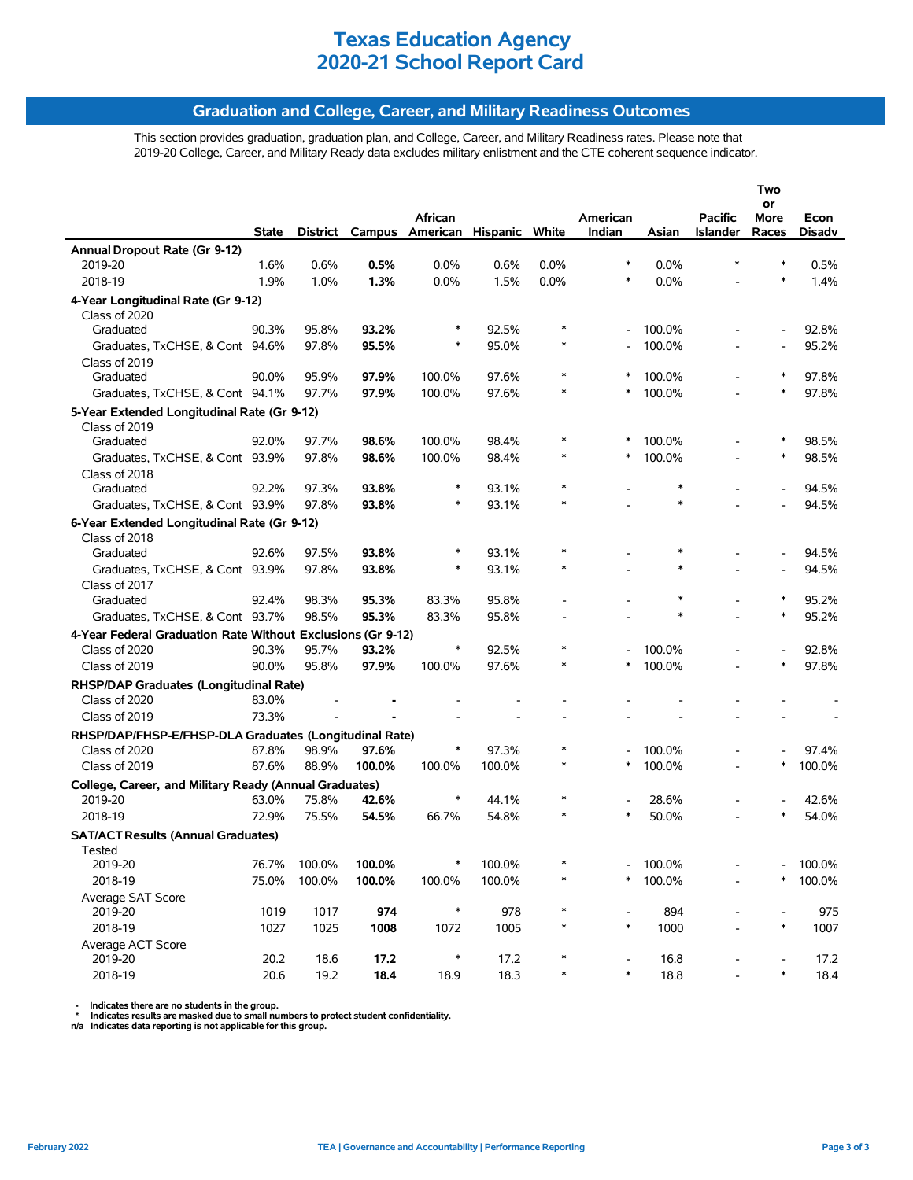# Texas Education Agency
# 2020-21 School Report Card

## Graduation and College, Career, and Military Readiness Outcomes

This section provides graduation, graduation plan, and College, Career, and Military Readiness rates. Please note that 2019-20 College, Career, and Military Ready data excludes military enlistment and the CTE coherent sequence indicator.

| | State | District | Campus | African American | Hispanic | White | American Indian | Asian | Pacific Islander | Two or More Races | Econ Disadv |
|---|---|---|---|---|---|---|---|---|---|---|---|
| **Annual Dropout Rate (Gr 9-12)** | | | | | | | | | | | |
| 2019-20 | 1.6% | 0.6% | **0.5%** | 0.0% | 0.6% | 0.0% | * | 0.0% | * | * | 0.5% |
| 2018-19 | 1.9% | 1.0% | **1.3%** | 0.0% | 1.5% | 0.0% | * | 0.0% | - | * | 1.4% |
| **4-Year Longitudinal Rate (Gr 9-12)** | | | | | | | | | | | |
| Class of 2020 | | | | | | | | | | | |
| Graduated | 90.3% | 95.8% | **93.2%** | * | 92.5% | * | - | 100.0% | - | - | 92.8% |
| Graduates, TxCHSE, & Cont | 94.6% | 97.8% | **95.5%** | * | 95.0% | * | - | 100.0% | - | - | 95.2% |
| Class of 2019 | | | | | | | | | | | |
| Graduated | 90.0% | 95.9% | **97.9%** | 100.0% | 97.6% | * | * | 100.0% | - | * | 97.8% |
| Graduates, TxCHSE, & Cont | 94.1% | 97.7% | **97.9%** | 100.0% | 97.6% | * | * | 100.0% | - | * | 97.8% |
| **5-Year Extended Longitudinal Rate (Gr 9-12)** | | | | | | | | | | | |
| Class of 2019 | | | | | | | | | | | |
| Graduated | 92.0% | 97.7% | **98.6%** | 100.0% | 98.4% | * | * | 100.0% | - | * | 98.5% |
| Graduates, TxCHSE, & Cont | 93.9% | 97.8% | **98.6%** | 100.0% | 98.4% | * | * | 100.0% | - | * | 98.5% |
| Class of 2018 | | | | | | | | | | | |
| Graduated | 92.2% | 97.3% | **93.8%** | * | 93.1% | * | - | * | - | - | 94.5% |
| Graduates, TxCHSE, & Cont | 93.9% | 97.8% | **93.8%** | * | 93.1% | * | - | * | - | - | 94.5% |
| **6-Year Extended Longitudinal Rate (Gr 9-12)** | | | | | | | | | | | |
| Class of 2018 | | | | | | | | | | | |
| Graduated | 92.6% | 97.5% | **93.8%** | * | 93.1% | * | - | * | - | - | 94.5% |
| Graduates, TxCHSE, & Cont | 93.9% | 97.8% | **93.8%** | * | 93.1% | * | - | * | - | - | 94.5% |
| Class of 2017 | | | | | | | | | | | |
| Graduated | 92.4% | 98.3% | **95.3%** | 83.3% | 95.8% | - | - | * | - | * | 95.2% |
| Graduates, TxCHSE, & Cont | 93.7% | 98.5% | **95.3%** | 83.3% | 95.8% | - | - | * | - | * | 95.2% |
| **4-Year Federal Graduation Rate Without Exclusions (Gr 9-12)** | | | | | | | | | | | |
| Class of 2020 | 90.3% | 95.7% | **93.2%** | * | 92.5% | * | - | 100.0% | - | - | 92.8% |
| Class of 2019 | 90.0% | 95.8% | **97.9%** | 100.0% | 97.6% | * | * | 100.0% | - | * | 97.8% |
| **RHSP/DAP Graduates (Longitudinal Rate)** | | | | | | | | | | | |
| Class of 2020 | 83.0% | - | **-** | - | - | - | - | - | - | - | - |
| Class of 2019 | 73.3% | - | **-** | - | - | - | - | - | - | - | - |
| **RHSP/DAP/FHSP-E/FHSP-DLA Graduates (Longitudinal Rate)** | | | | | | | | | | | |
| Class of 2020 | 87.8% | 98.9% | **97.6%** | * | 97.3% | * | - | 100.0% | - | - | 97.4% |
| Class of 2019 | 87.6% | 88.9% | **100.0%** | 100.0% | 100.0% | * | * | 100.0% | - | * | 100.0% |
| **College, Career, and Military Ready (Annual Graduates)** | | | | | | | | | | | |
| 2019-20 | 63.0% | 75.8% | **42.6%** | * | 44.1% | * | - | 28.6% | - | - | 42.6% |
| 2018-19 | 72.9% | 75.5% | **54.5%** | 66.7% | 54.8% | * | * | 50.0% | - | * | 54.0% |
| **SAT/ACT Results (Annual Graduates)** | | | | | | | | | | | |
| Tested | | | | | | | | | | | |
| 2019-20 | 76.7% | 100.0% | **100.0%** | * | 100.0% | * | - | 100.0% | - | - | 100.0% |
| 2018-19 | 75.0% | 100.0% | **100.0%** | 100.0% | 100.0% | * | * | 100.0% | - | * | 100.0% |
| Average SAT Score | | | | | | | | | | | |
| 2019-20 | 1019 | 1017 | **974** | * | 978 | * | - | 894 | - | - | 975 |
| 2018-19 | 1027 | 1025 | **1008** | 1072 | 1005 | * | * | 1000 | - | * | 1007 |
| Average ACT Score | | | | | | | | | | | |
| 2019-20 | 20.2 | 18.6 | **17.2** | * | 17.2 | * | - | 16.8 | - | - | 17.2 |
| 2018-19 | 20.6 | 19.2 | **18.4** | 18.9 | 18.3 | * | * | 18.8 | - | * | 18.4 |

**- Indicates there are no students in the group.**
**\* Indicates results are masked due to small numbers to protect student confidentiality.**
**n/a Indicates data reporting is not applicable for this group.**